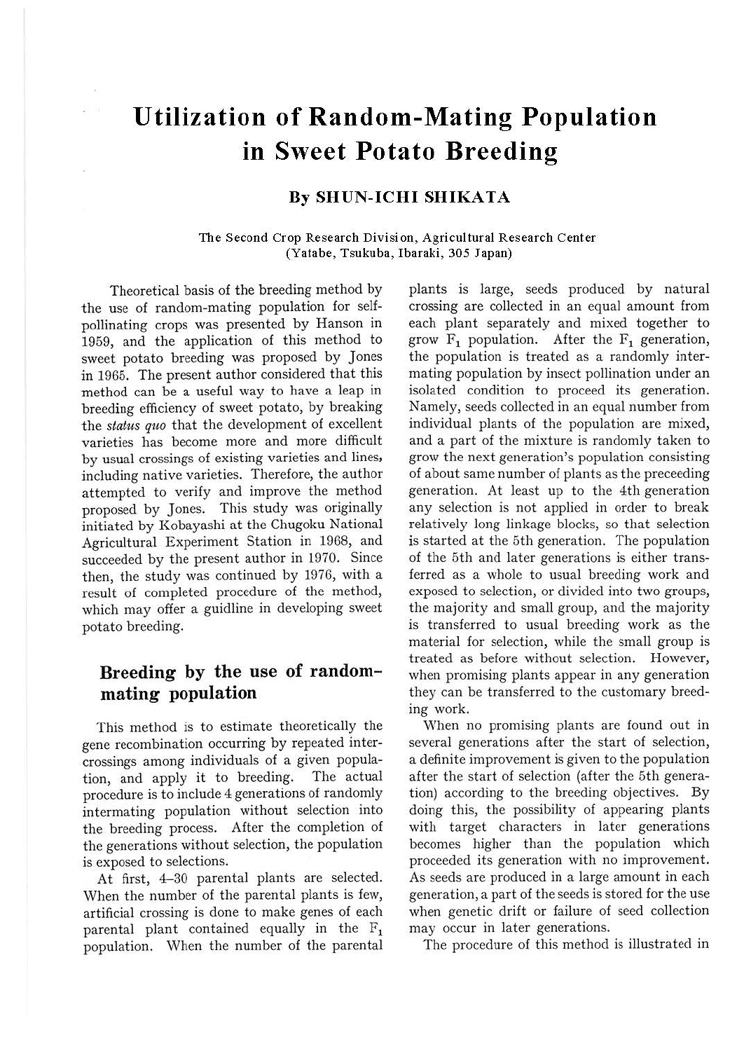# Utilization of Random-Mating Population in Sweet Potato Breeding

**By SHUN-ICHI SHIKATA**

The Second Crop Research Division, Agricultural Research Center (Yatabe, Tsukuba, Ibaraki, 305 Japan)

Theoretical basis of the breeding method by the use of random-mating population for self-pollinating crops was presented by Hanson in 1959, and the application of this method to sweet potato breeding was proposed by Jones in 1965. The present author considered that this method can be a useful way to have a leap in breeding efficiency of sweet potato, by breaking the *status quo* that the development of excellent varieties has become more and more difficult by usual crossings of existing varieties and lines, including native varieties. Therefore, the author attempted to verify and improve the method proposed by Jones. This study was originally initiated by Kobayashi at the Chugoku National Agricultural Experiment Station in 1968, and succeeded by the present author in 1970. Since then, the study was continued by 1976, with a result of completed procedure of the method, which may offer a guidline in developing sweet potato breeding.

## Breeding by the use of random-mating population

This method is to estimate theoretically the gene recombination occurring by repeated inter-crossings among individuals of a given population, and apply it to breeding. The actual procedure is to include 4 generations of randomly intermating population without selection into the breeding process. After the completion of the generations without selection, the population is exposed to selections.

At first, 4–30 parental plants are selected. When the number of the parental plants is few, artificial crossing is done to make genes of each parental plant contained equally in the $F_1$ population. When the number of the parental plants is large, seeds produced by natural crossing are collected in an equal amount from each plant separately and mixed together to grow $F_1$ population. After the $F_1$ generation, the population is treated as a randomly intermating population by insect pollination under an isolated condition to proceed its generation. Namely, seeds collected in an equal number from individual plants of the population are mixed, and a part of the mixture is randomly taken to grow the next generation's population consisting of about same number of plants as the preceeding generation. At least up to the 4th generation any selection is not applied in order to break relatively long linkage blocks, so that selection is started at the 5th generation. The population of the 5th and later generations is either transferred as a whole to usual breeding work and exposed to selection, or divided into two groups, the majority and small group, and the majority is transferred to usual breeding work as the material for selection, while the small group is treated as before without selection. However, when promising plants appear in any generation they can be transferred to the customary breeding work.

When no promising plants are found out in several generations after the start of selection, a definite improvement is given to the population after the start of selection (after the 5th generation) according to the breeding objectives. By doing this, the possibility of appearing plants with target characters in later generations becomes higher than the population which proceeded its generation with no improvement. As seeds are produced in a large amount in each generation, a part of the seeds is stored for the use when genetic drift or failure of seed collection may occur in later generations.

The procedure of this method is illustrated in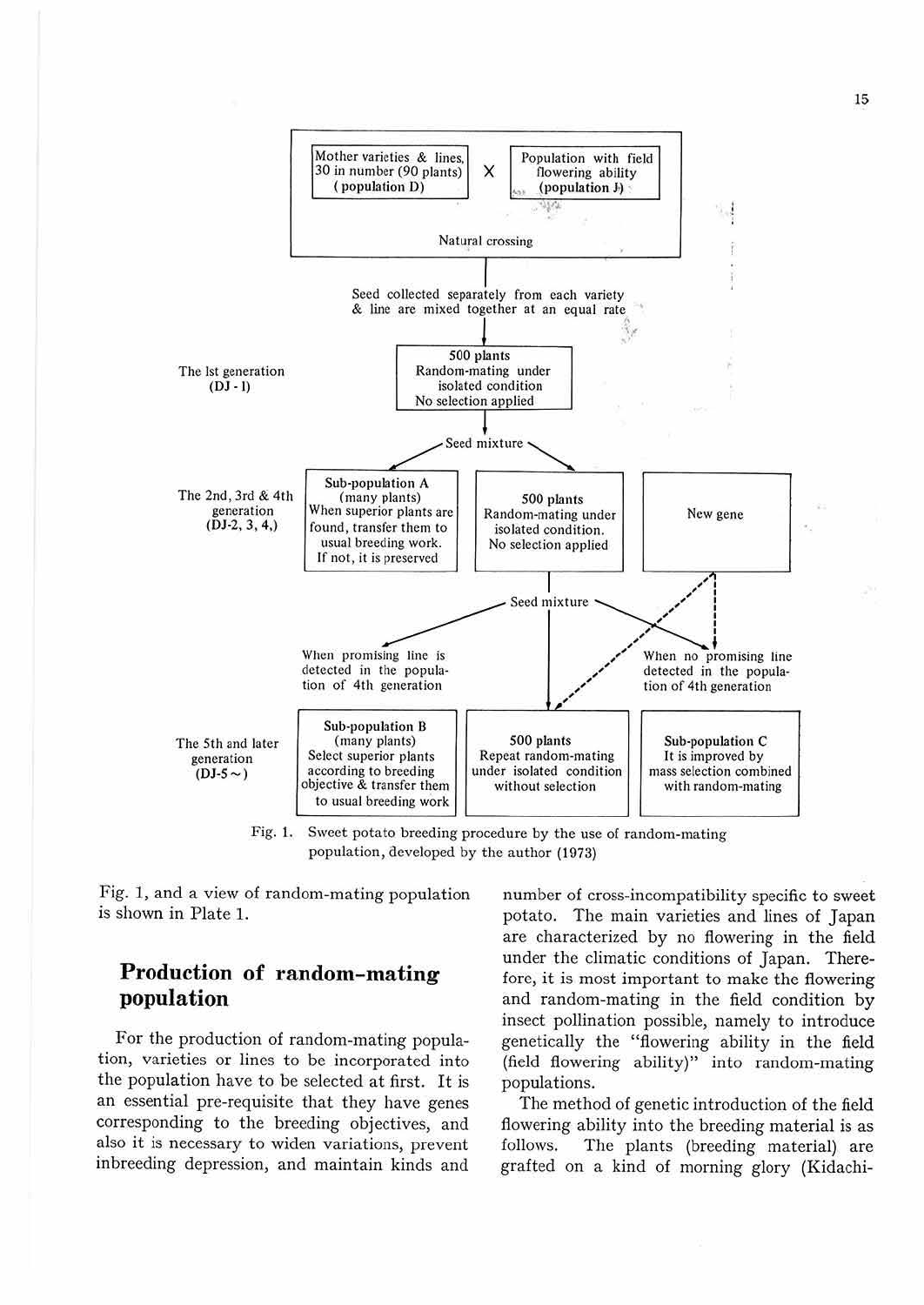Mother varieties & lines, 30 in number (90 plants) (population D) × Population with field flowering ability (population J)

Natural crossing

Seed collected separately from each variety & line are mixed together at an equal rate

The 1st generation (DJ-1)

500 plants
Random-mating under isolated condition
No selection applied

Seed mixture

The 2nd, 3rd & 4th generation (DJ-2, 3, 4,)

Sub-population A
(many plants)
When superior plants are found, transfer them to usual breeding work.
If not, it is preserved

500 plants
Random-mating under isolated condition.
No selection applied

New gene

Seed mixture

When promising line is detected in the population of 4th generation

When no promising line detected in the population of 4th generation

The 5th and later generation (DJ-5 ~)

Sub-population B
(many plants)
Select superior plants according to breeding objective & transfer them to usual breeding work

500 plants
Repeat random-mating under isolated condition without selection

Sub-population C
It is improved by mass selection combined with random-mating

Fig. 1. Sweet potato breeding procedure by the use of random-mating population, developed by the author (1973)

Fig. 1, and a view of random-mating population is shown in Plate 1.

## Production of random-mating population

For the production of random-mating population, varieties or lines to be incorporated into the population have to be selected at first. It is an essential pre-requisite that they have genes corresponding to the breeding objectives, and also it is necessary to widen variations, prevent inbreeding depression, and maintain kinds and number of cross-incompatibility specific to sweet potato. The main varieties and lines of Japan are characterized by no flowering in the field under the climatic conditions of Japan. Therefore, it is most important to make the flowering and random-mating in the field condition by insect pollination possible, namely to introduce genetically the "flowering ability in the field (field flowering ability)" into random-mating populations.

The method of genetic introduction of the field flowering ability into the breeding material is as follows. The plants (breeding material) are grafted on a kind of morning glory (Kidachi-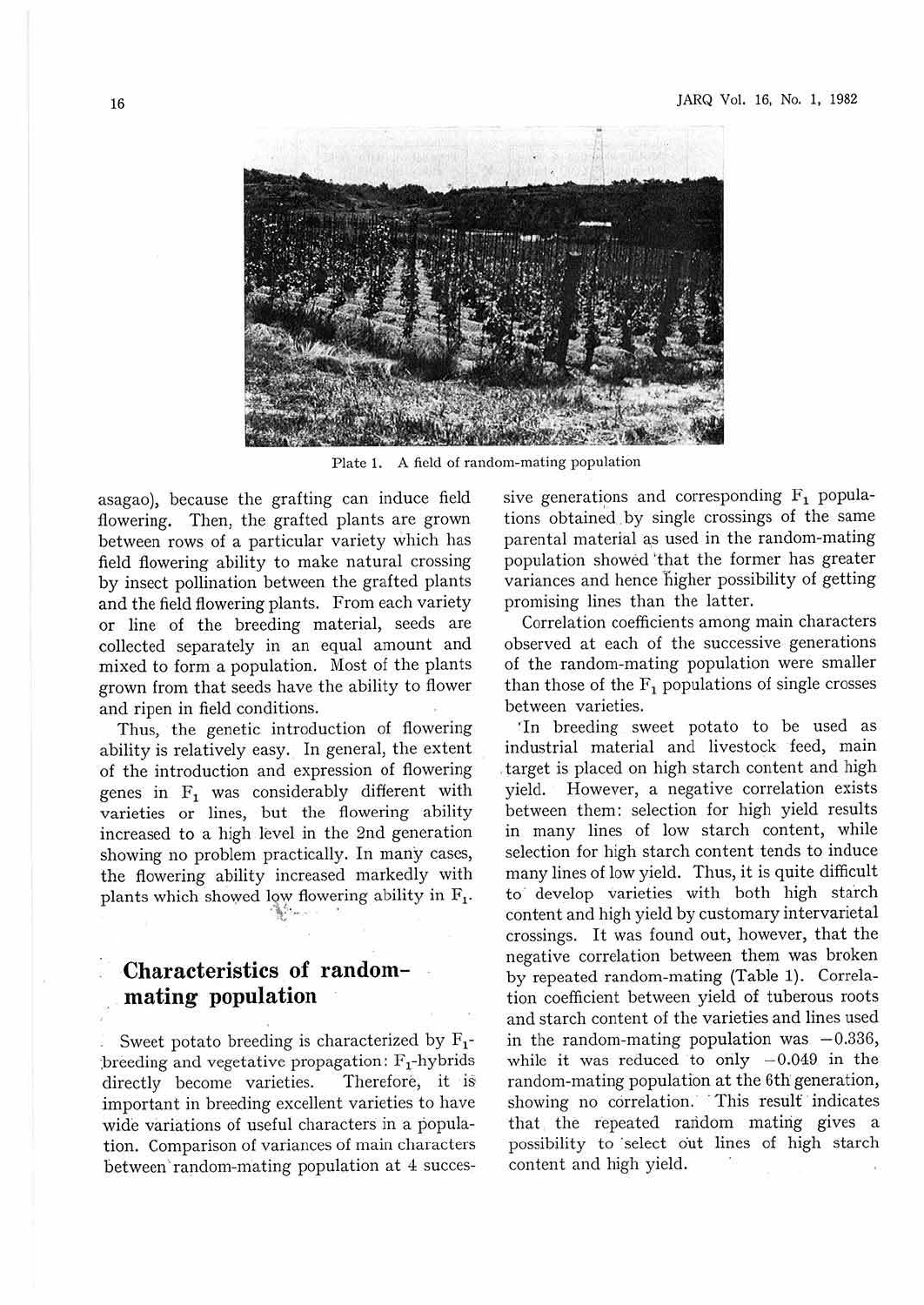Plate 1. A field of random-mating population

asagao), because the grafting can induce field flowering. Then, the grafted plants are grown between rows of a particular variety which has field flowering ability to make natural crossing by insect pollination between the grafted plants and the field flowering plants. From each variety or line of the breeding material, seeds are collected separately in an equal amount and mixed to form a population. Most of the plants grown from that seeds have the ability to flower and ripen in field conditions.

Thus, the genetic introduction of flowering ability is relatively easy. In general, the extent of the introduction and expression of flowering genes in $F_1$ was considerably different with varieties or lines, but the flowering ability increased to a high level in the 2nd generation showing no problem practically. In many cases, the flowering ability increased markedly with plants which showed low flowering ability in $F_1$.

## Characteristics of random-mating population

Sweet potato breeding is characterized by $F_1$-breeding and vegetative propagation: $F_1$-hybrids directly become varieties. Therefore, it is important in breeding excellent varieties to have wide variations of useful characters in a population. Comparison of variances of main characters between random-mating population at 4 successive generations and corresponding $F_1$ populations obtained by single crossings of the same parental material as used in the random-mating population showed that the former has greater variances and hence higher possibility of getting promising lines than the latter.

Correlation coefficients among main characters observed at each of the successive generations of the random-mating population were smaller than those of the $F_1$ populations of single crosses between varieties.

In breeding sweet potato to be used as industrial material and livestock feed, main target is placed on high starch content and high yield. However, a negative correlation exists between them: selection for high yield results in many lines of low starch content, while selection for high starch content tends to induce many lines of low yield. Thus, it is quite difficult to develop varieties with both high starch content and high yield by customary intervarietal crossings. It was found out, however, that the negative correlation between them was broken by repeated random-mating (Table 1). Correlation coefficient between yield of tuberous roots and starch content of the varieties and lines used in the random-mating population was $-0.336$, while it was reduced to only $-0.049$ in the random-mating population at the 6th generation, showing no correlation. This result indicates that the repeated random mating gives a possibility to select out lines of high starch content and high yield.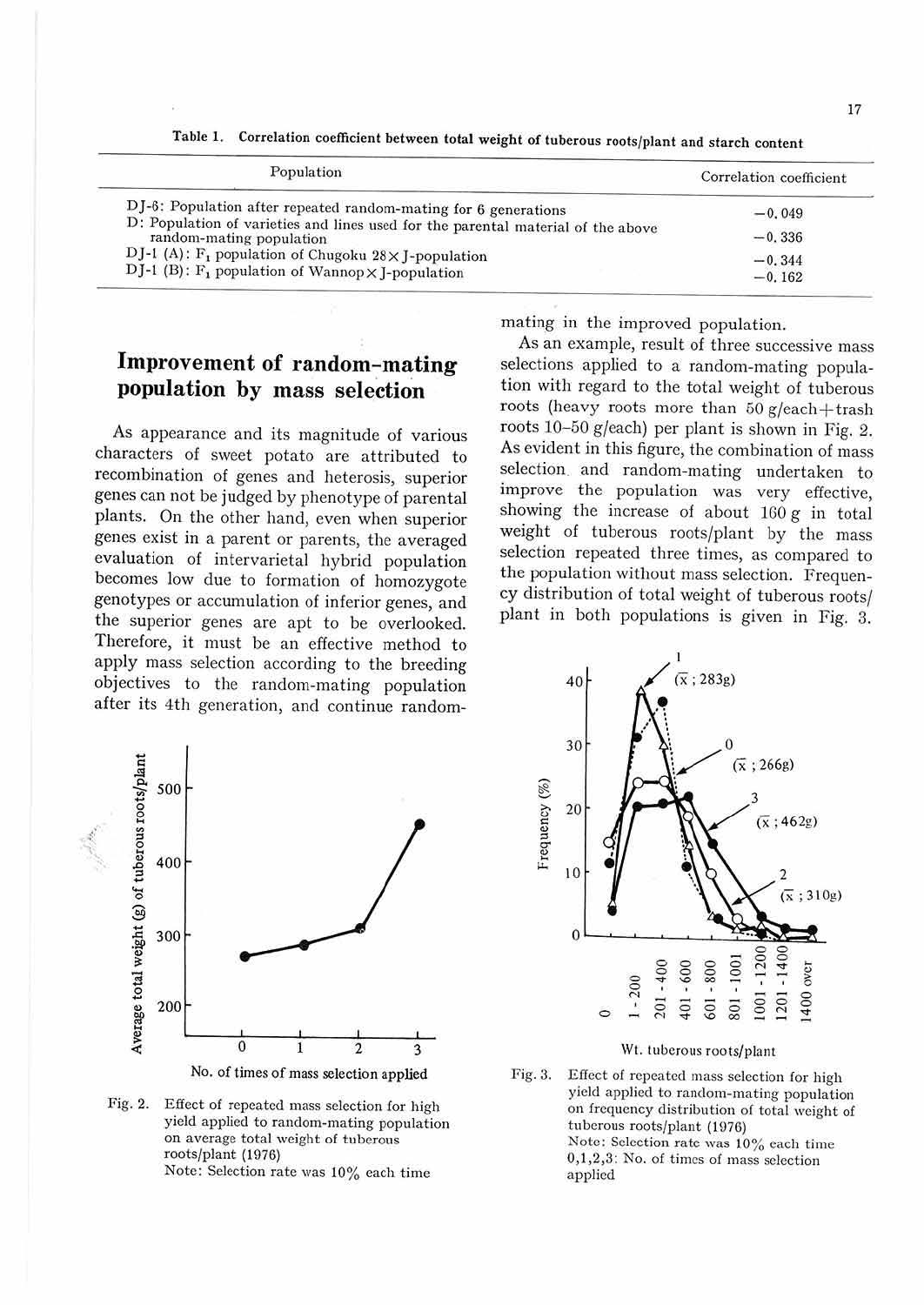Table 1. Correlation coefficient between total weight of tuberous roots/plant and starch content

| Population | Correlation coefficient |
|---|---|
| DJ-6: Population after repeated random-mating for 6 generations | −0.049 |
| D: Population of varieties and lines used for the parental material of the above random-mating population | −0.336 |
| DJ-1 (A): $F_1$ population of Chugoku 28×J-population | −0.344 |
| DJ-1 (B): $F_1$ population of Wannop×J-population | −0.162 |

## Improvement of random-mating population by mass selection

As appearance and its magnitude of various characters of sweet potato are attributed to recombination of genes and heterosis, superior genes can not be judged by phenotype of parental plants. On the other hand, even when superior genes exist in a parent or parents, the averaged evaluation of intervarietal hybrid population becomes low due to formation of homozygote genotypes or accumulation of inferior genes, and the superior genes are apt to be overlooked. Therefore, it must be an effective method to apply mass selection according to the breeding objectives to the random-mating population after its 4th generation, and continue random-mating in the improved population.

As an example, result of three successive mass selections applied to a random-mating population with regard to the total weight of tuberous roots (heavy roots more than 50 g/each+trash roots 10–50 g/each) per plant is shown in Fig. 2. As evident in this figure, the combination of mass selection and random-mating undertaken to improve the population was very effective, showing the increase of about 160 g in total weight of tuberous roots/plant by the mass selection repeated three times, as compared to the population without mass selection. Frequency distribution of total weight of tuberous roots/plant in both populations is given in Fig. 3.

Fig. 2. Effect of repeated mass selection for high yield applied to random-mating population on average total weight of tuberous roots/plant (1976)
Note: Selection rate was 10% each time

Fig. 3. Effect of repeated mass selection for high yield applied to random-mating population on frequency distribution of total weight of tuberous roots/plant (1976)
Note: Selection rate was 10% each time
0,1,2,3: No. of times of mass selection applied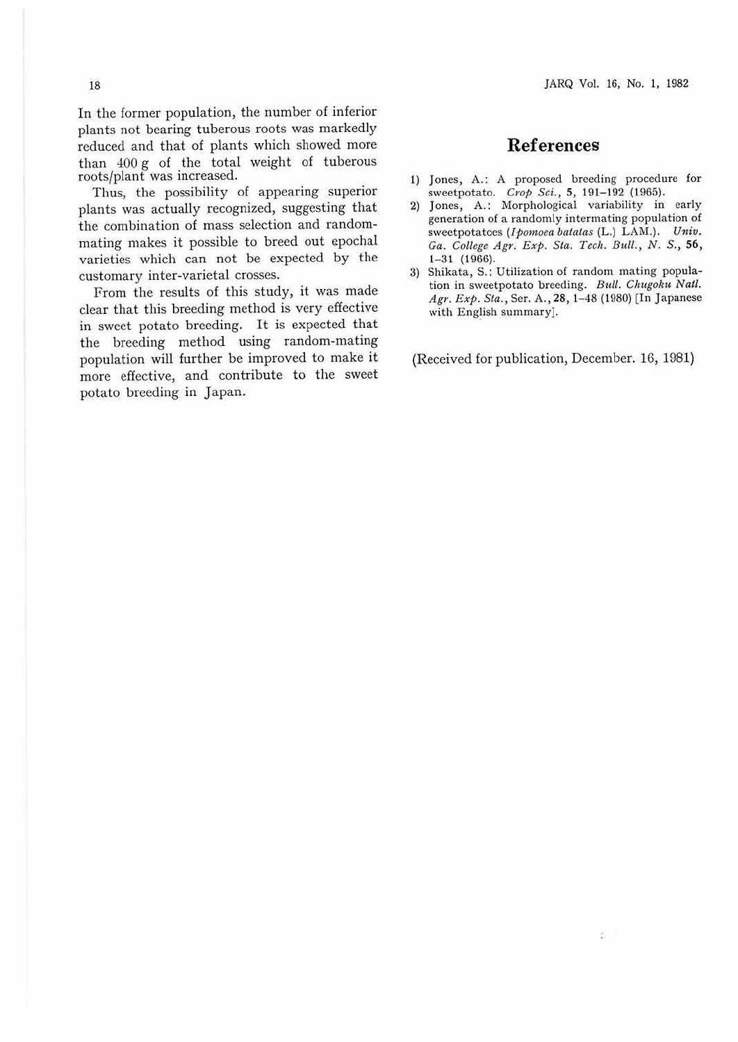In the former population, the number of inferior plants not bearing tuberous roots was markedly reduced and that of plants which showed more than 400 g of the total weight of tuberous roots/plant was increased.

Thus, the possibility of appearing superior plants was actually recognized, suggesting that the combination of mass selection and random-mating makes it possible to breed out epochal varieties which can not be expected by the customary inter-varietal crosses.

From the results of this study, it was made clear that this breeding method is very effective in sweet potato breeding. It is expected that the breeding method using random-mating population will further be improved to make it more effective, and contribute to the sweet potato breeding in Japan.

## References

1) Jones, A.: A proposed breeding procedure for sweetpotato. *Crop Sci.*, **5**, 191–192 (1965).
2) Jones, A.: Morphological variability in early generation of a randomly intermating population of sweetpotatoes (*Ipomoea batatas* (L.) LAM.). *Univ. Ga. College Agr. Exp. Sta. Tech. Bull., N. S.*, **56**, 1–31 (1966).
3) Shikata, S.: Utilization of random mating population in sweetpotato breeding. *Bull. Chugoku Natl. Agr. Exp. Sta.*, Ser. A., **28**, 1–48 (1980) [In Japanese with English summary].

(Received for publication, December. 16, 1981)